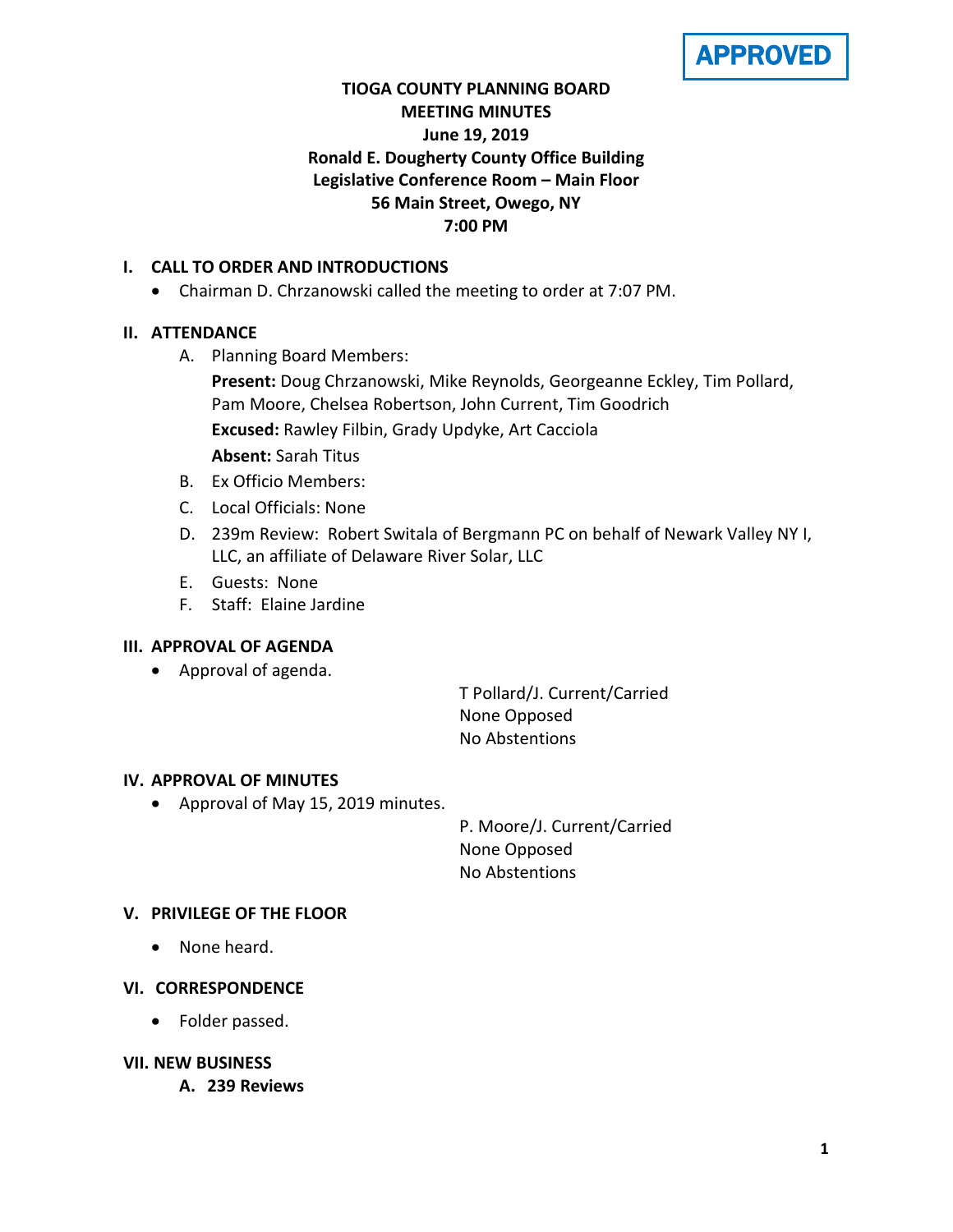APPROVED

**TIOGA COUNTY PLANNING BOARD**
**MEETING MINUTES**
**June 19, 2019**
**Ronald E. Dougherty County Office Building**
**Legislative Conference Room – Main Floor**
**56 Main Street, Owego, NY**
**7:00 PM**

## I. CALL TO ORDER AND INTRODUCTIONS

- Chairman D. Chrzanowski called the meeting to order at 7:07 PM.

## II. ATTENDANCE

A. Planning Board Members:
   **Present:** Doug Chrzanowski, Mike Reynolds, Georgeanne Eckley, Tim Pollard, Pam Moore, Chelsea Robertson, John Current, Tim Goodrich
   **Excused:** Rawley Filbin, Grady Updyke, Art Cacciola
   **Absent:** Sarah Titus

B. Ex Officio Members:

C. Local Officials: None

D. 239m Review: Robert Switala of Bergmann PC on behalf of Newark Valley NY I, LLC, an affiliate of Delaware River Solar, LLC

E. Guests: None

F. Staff: Elaine Jardine

## III. APPROVAL OF AGENDA

- Approval of agenda.

  T Pollard/J. Current/Carried
  None Opposed
  No Abstentions

## IV. APPROVAL OF MINUTES

- Approval of May 15, 2019 minutes.

  P. Moore/J. Current/Carried
  None Opposed
  No Abstentions

## V. PRIVILEGE OF THE FLOOR

- None heard.

## VI. CORRESPONDENCE

- Folder passed.

## VII. NEW BUSINESS

**A. 239 Reviews**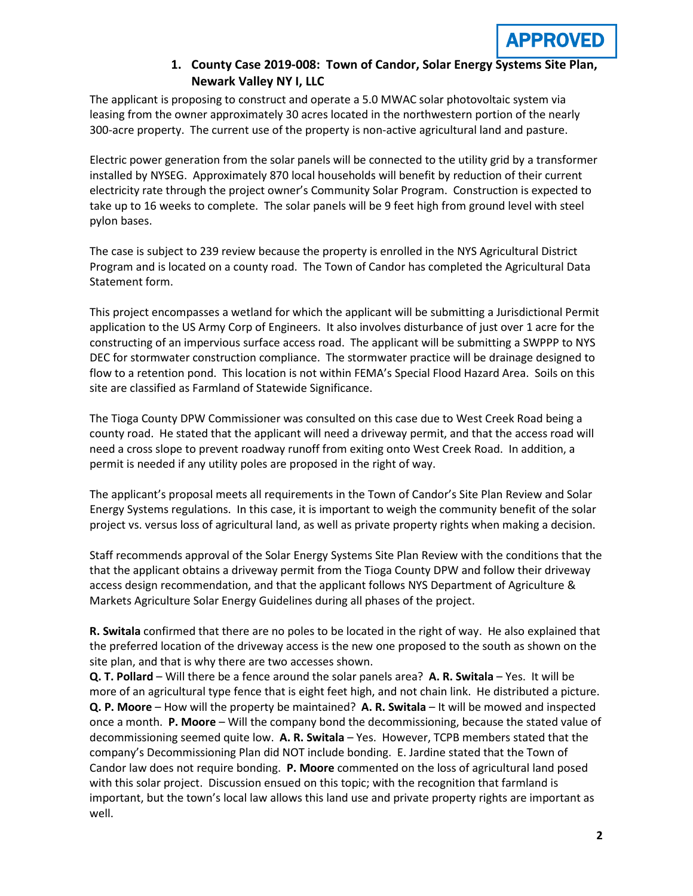**APPROVED**

### 1. County Case 2019-008: Town of Candor, Solar Energy Systems Site Plan, Newark Valley NY I, LLC

The applicant is proposing to construct and operate a 5.0 MWAC solar photovoltaic system via leasing from the owner approximately 30 acres located in the northwestern portion of the nearly 300-acre property. The current use of the property is non-active agricultural land and pasture.

Electric power generation from the solar panels will be connected to the utility grid by a transformer installed by NYSEG. Approximately 870 local households will benefit by reduction of their current electricity rate through the project owner's Community Solar Program. Construction is expected to take up to 16 weeks to complete. The solar panels will be 9 feet high from ground level with steel pylon bases.

The case is subject to 239 review because the property is enrolled in the NYS Agricultural District Program and is located on a county road. The Town of Candor has completed the Agricultural Data Statement form.

This project encompasses a wetland for which the applicant will be submitting a Jurisdictional Permit application to the US Army Corp of Engineers. It also involves disturbance of just over 1 acre for the constructing of an impervious surface access road. The applicant will be submitting a SWPPP to NYS DEC for stormwater construction compliance. The stormwater practice will be drainage designed to flow to a retention pond. This location is not within FEMA's Special Flood Hazard Area. Soils on this site are classified as Farmland of Statewide Significance.

The Tioga County DPW Commissioner was consulted on this case due to West Creek Road being a county road. He stated that the applicant will need a driveway permit, and that the access road will need a cross slope to prevent roadway runoff from exiting onto West Creek Road. In addition, a permit is needed if any utility poles are proposed in the right of way.

The applicant's proposal meets all requirements in the Town of Candor's Site Plan Review and Solar Energy Systems regulations. In this case, it is important to weigh the community benefit of the solar project vs. versus loss of agricultural land, as well as private property rights when making a decision.

Staff recommends approval of the Solar Energy Systems Site Plan Review with the conditions that the that the applicant obtains a driveway permit from the Tioga County DPW and follow their driveway access design recommendation, and that the applicant follows NYS Department of Agriculture & Markets Agriculture Solar Energy Guidelines during all phases of the project.

**R. Switala** confirmed that there are no poles to be located in the right of way. He also explained that the preferred location of the driveway access is the new one proposed to the south as shown on the site plan, and that is why there are two accesses shown.
**Q. T. Pollard** – Will there be a fence around the solar panels area? **A. R. Switala** – Yes. It will be more of an agricultural type fence that is eight feet high, and not chain link. He distributed a picture.
**Q. P. Moore** – How will the property be maintained? **A. R. Switala** – It will be mowed and inspected once a month. **P. Moore** – Will the company bond the decommissioning, because the stated value of decommissioning seemed quite low. **A. R. Switala** – Yes. However, TCPB members stated that the company's Decommissioning Plan did NOT include bonding. E. Jardine stated that the Town of Candor law does not require bonding. **P. Moore** commented on the loss of agricultural land posed with this solar project. Discussion ensued on this topic; with the recognition that farmland is important, but the town's local law allows this land use and private property rights are important as well.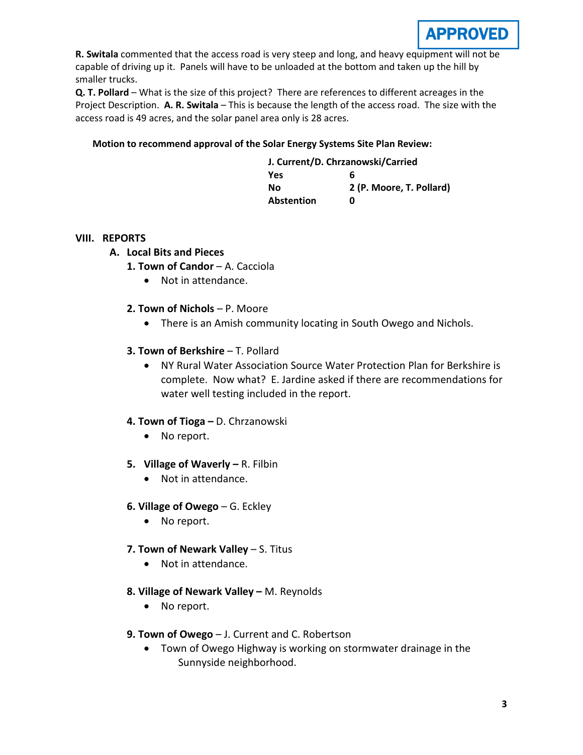APPROVED

**R. Switala** commented that the access road is very steep and long, and heavy equipment will not be capable of driving up it. Panels will have to be unloaded at the bottom and taken up the hill by smaller trucks.

**Q. T. Pollard** – What is the size of this project? There are references to different acreages in the Project Description. **A. R. Switala** – This is because the length of the access road. The size with the access road is 49 acres, and the solar panel area only is 28 acres.

**Motion to recommend approval of the Solar Energy Systems Site Plan Review:**

| **J. Current/D. Chrzanowski/Carried** | |
|---|---|
| **Yes** | **6** |
| **No** | **2 (P. Moore, T. Pollard)** |
| **Abstention** | **0** |

## VIII. REPORTS

### A. Local Bits and Pieces

**1. Town of Candor** – A. Cacciola

- Not in attendance.

**2. Town of Nichols** – P. Moore

- There is an Amish community locating in South Owego and Nichols.

**3. Town of Berkshire** – T. Pollard

- NY Rural Water Association Source Water Protection Plan for Berkshire is complete. Now what? E. Jardine asked if there are recommendations for water well testing included in the report.

**4. Town of Tioga –** D. Chrzanowski

- No report.

**5. Village of Waverly –** R. Filbin

- Not in attendance.

**6. Village of Owego** – G. Eckley

- No report.

**7. Town of Newark Valley** – S. Titus

- Not in attendance.

**8. Village of Newark Valley –** M. Reynolds

- No report.

**9. Town of Owego** – J. Current and C. Robertson

- Town of Owego Highway is working on stormwater drainage in the Sunnyside neighborhood.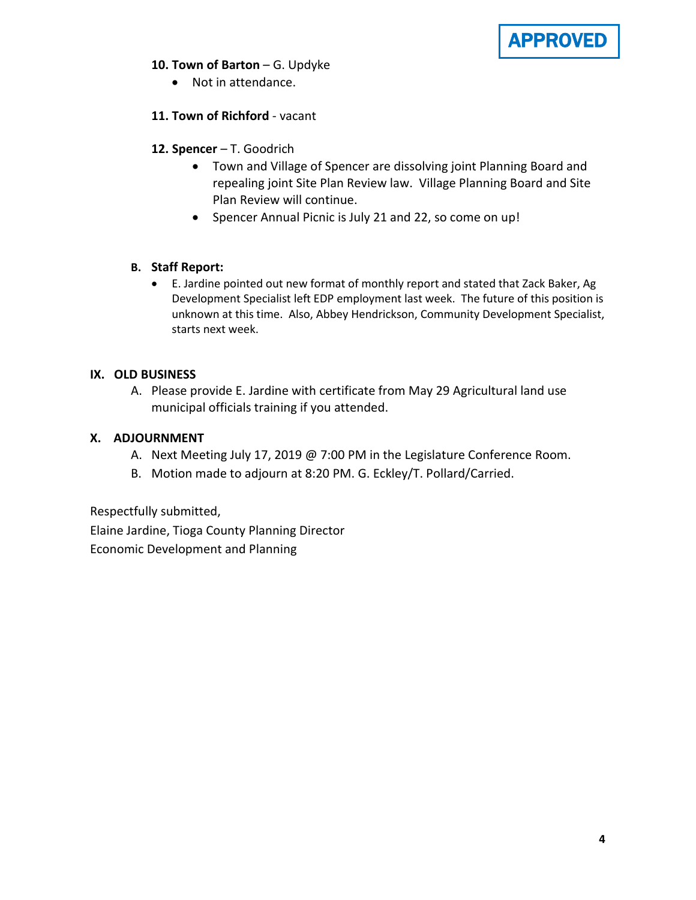APPROVED

**10. Town of Barton** – G. Updyke

- Not in attendance.

**11. Town of Richford** - vacant

**12. Spencer** – T. Goodrich

- Town and Village of Spencer are dissolving joint Planning Board and repealing joint Site Plan Review law. Village Planning Board and Site Plan Review will continue.
- Spencer Annual Picnic is July 21 and 22, so come on up!

**B. Staff Report:**

- E. Jardine pointed out new format of monthly report and stated that Zack Baker, Ag Development Specialist left EDP employment last week. The future of this position is unknown at this time. Also, Abbey Hendrickson, Community Development Specialist, starts next week.

## IX. OLD BUSINESS

A. Please provide E. Jardine with certificate from May 29 Agricultural land use municipal officials training if you attended.

## X. ADJOURNMENT

A. Next Meeting July 17, 2019 @ 7:00 PM in the Legislature Conference Room.
B. Motion made to adjourn at 8:20 PM. G. Eckley/T. Pollard/Carried.

Respectfully submitted,

Elaine Jardine, Tioga County Planning Director

Economic Development and Planning